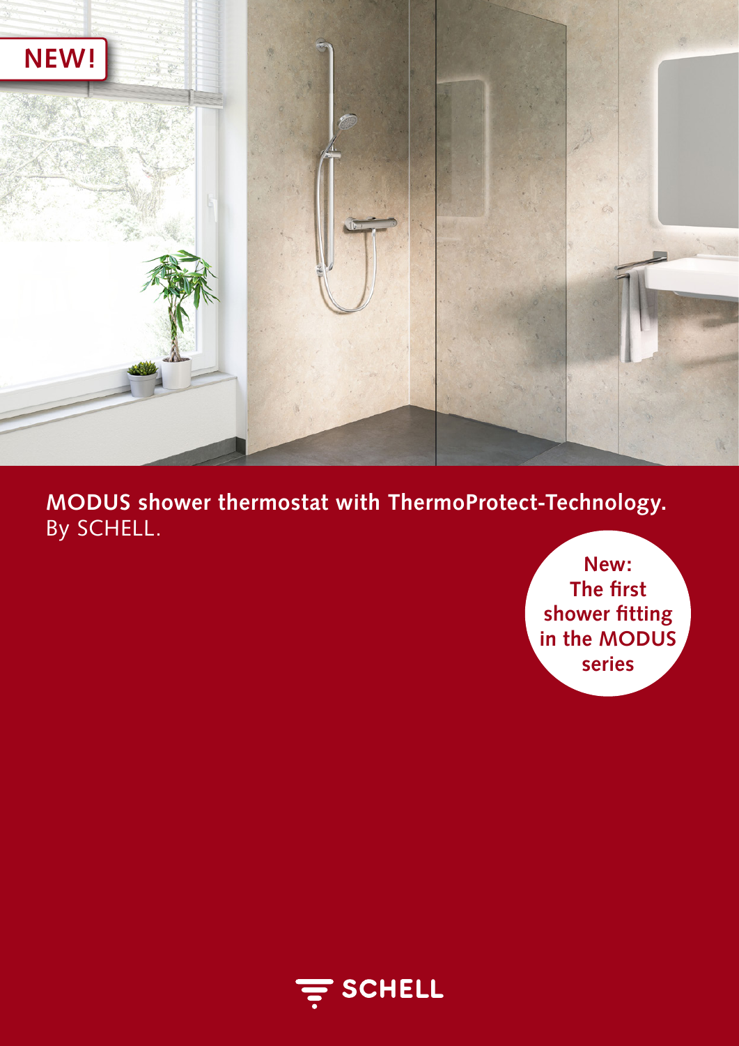**NEW!**

# MODUS shower thermostat with ThermoProtect-Technology.
By SCHELL.

**New: The first shower fitting in the MODUS series**

SCHELL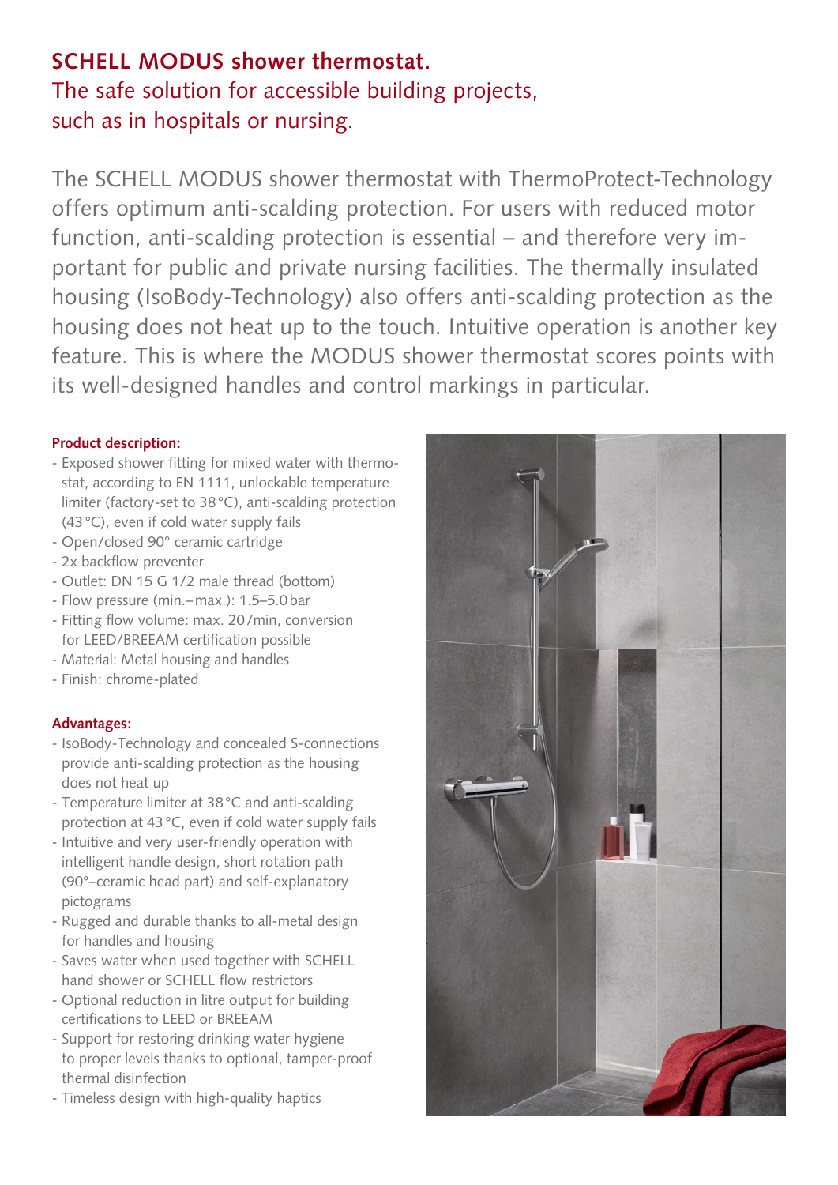# SCHELL MODUS shower thermostat.

## The safe solution for accessible building projects, such as in hospitals or nursing.

The SCHELL MODUS shower thermostat with ThermoProtect-Technology offers optimum anti-scalding protection. For users with reduced motor function, anti-scalding protection is essential – and therefore very important for public and private nursing facilities. The thermally insulated housing (IsoBody-Technology) also offers anti-scalding protection as the housing does not heat up to the touch. Intuitive operation is another key feature. This is where the MODUS shower thermostat scores points with its well-designed handles and control markings in particular.

**Product description:**

- Exposed shower fitting for mixed water with thermostat, according to EN 1111, unlockable temperature limiter (factory-set to 38 °C), anti-scalding protection (43 °C), even if cold water supply fails
- Open/closed 90° ceramic cartridge
- 2x backflow preventer
- Outlet: DN 15 G 1/2 male thread (bottom)
- Flow pressure (min.– max.): 1.5–5.0 bar
- Fitting flow volume: max. 20 /min, conversion for LEED/BREEAM certification possible
- Material: Metal housing and handles
- Finish: chrome-plated

**Advantages:**

- IsoBody-Technology and concealed S-connections provide anti-scalding protection as the housing does not heat up
- Temperature limiter at 38 °C and anti-scalding protection at 43 °C, even if cold water supply fails
- Intuitive and very user-friendly operation with intelligent handle design, short rotation path (90°–ceramic head part) and self-explanatory pictograms
- Rugged and durable thanks to all-metal design for handles and housing
- Saves water when used together with SCHELL hand shower or SCHELL flow restrictors
- Optional reduction in litre output for building certifications to LEED or BREEAM
- Support for restoring drinking water hygiene to proper levels thanks to optional, tamper-proof thermal disinfection
- Timeless design with high-quality haptics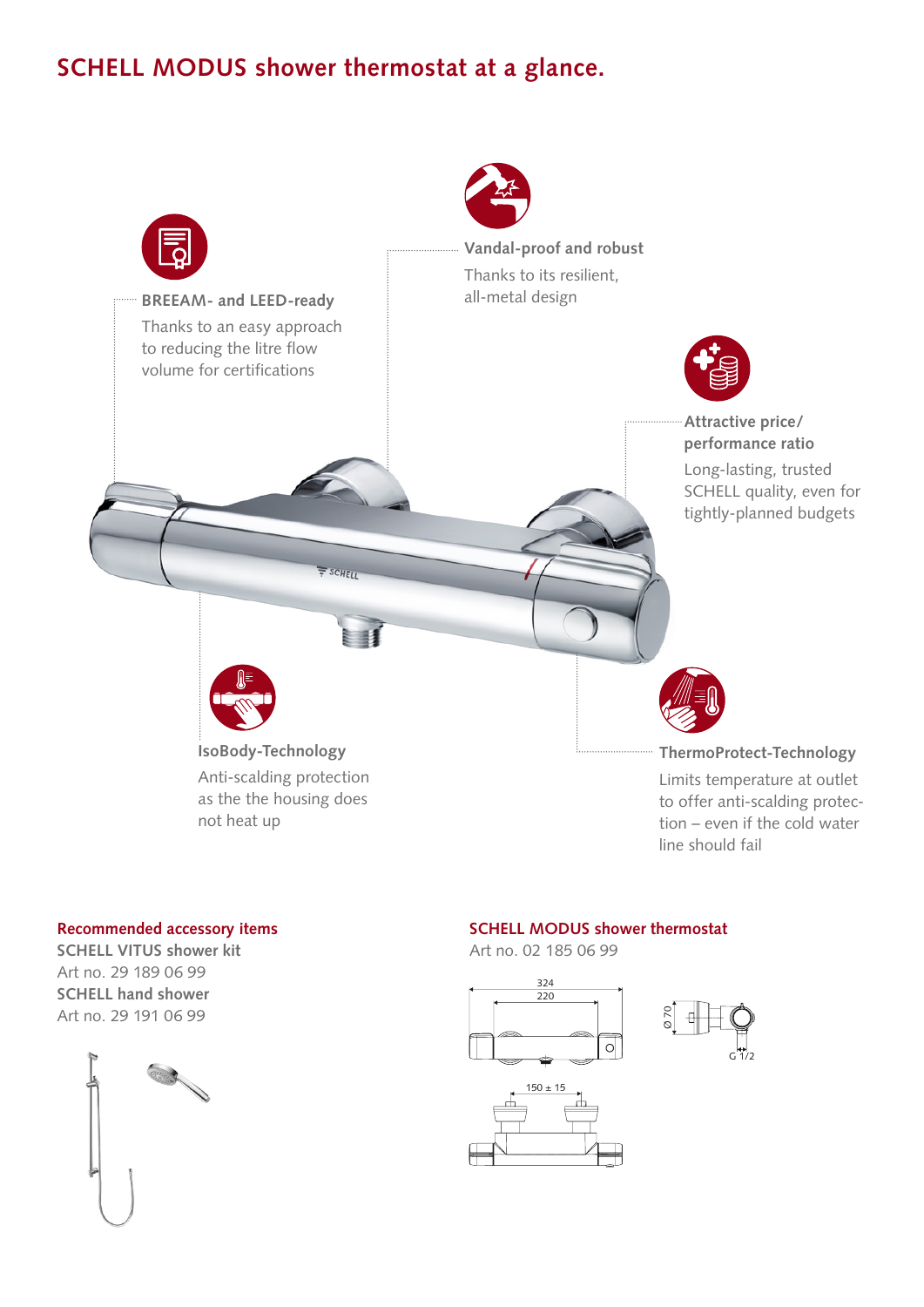# SCHELL MODUS shower thermostat at a glance.

**BREEAM- and LEED-ready**
Thanks to an easy approach to reducing the litre flow volume for certifications

**Vandal-proof and robust**
Thanks to its resilient, all-metal design

**Attractive price/ performance ratio**
Long-lasting, trusted SCHELL quality, even for tightly-planned budgets

**IsoBody-Technology**
Anti-scalding protection as the the housing does not heat up

**ThermoProtect-Technology**
Limits temperature at outlet to offer anti-scalding protection – even if the cold water line should fail

## Recommended accessory items

**SCHELL VITUS shower kit**
Art no. 29 189 06 99

**SCHELL hand shower**
Art no. 29 191 06 99

## SCHELL MODUS shower thermostat

Art no. 02 185 06 99

324
220
Ø 70
G 1/2
150 ± 15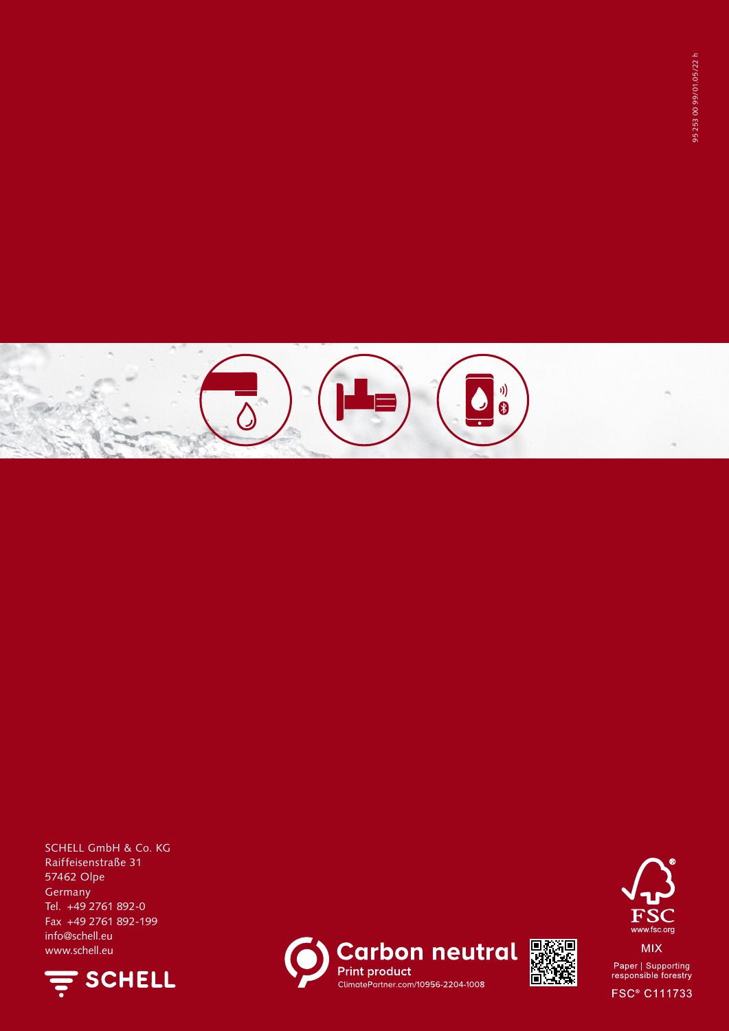95 253 00 99/01.05/22 h

SCHELL GmbH & Co. KG
Raiffeisenstraße 31
57462 Olpe
Germany
Tel. +49 2761 892-0
Fax +49 2761 892-199
info@schell.eu
www.schell.eu

SCHELL

Carbon neutral
Print product
ClimatePartner.com/10956-2204-1008

FSC
www.fsc.org
MIX
Paper | Supporting responsible forestry
FSC® C111733